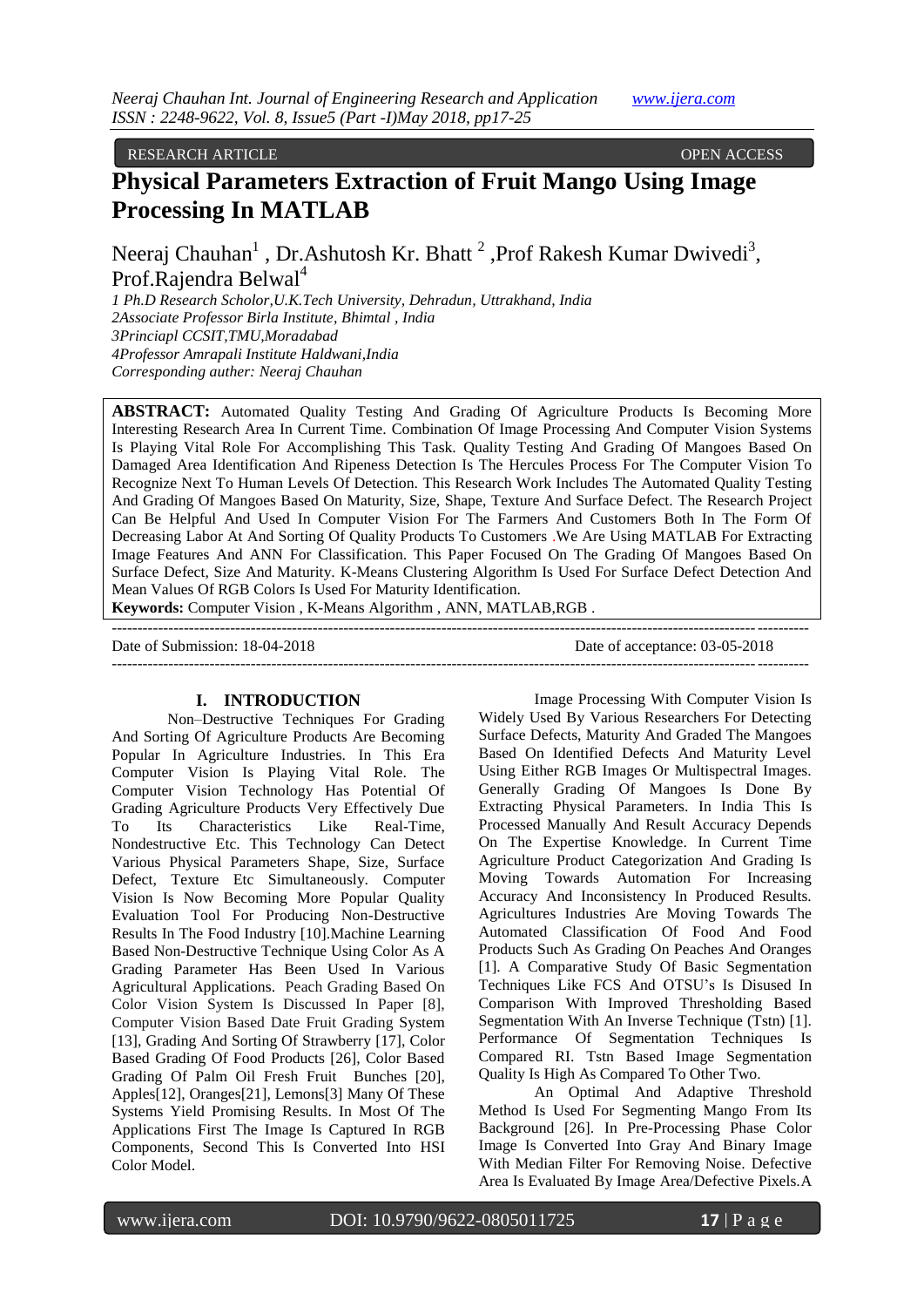RESEARCH ARTICLE OPEN ACCESS

# Physical Parameters Extraction of Fruit Mango Using Image Processing In MATLAB

Neeraj Chauhan[1] , Dr.Ashutosh Kr. Bhatt [2] ,Prof Rakesh Kumar Dwivedi[3], Prof.Rajendra Belwal[4]

*1 Ph.D Research Scholor,U.K.Tech University, Dehradun, Uttrakhand, India*
*2Associate Professor Birla Institute, Bhimtal , India*
*3Princiapl CCSIT,TMU,Moradabad*
*4Professor Amrapali Institute Haldwani,India*
*Corresponding auther: Neeraj Chauhan*

**ABSTRACT:** Automated Quality Testing And Grading Of Agriculture Products Is Becoming More Interesting Research Area In Current Time. Combination Of Image Processing And Computer Vision Systems Is Playing Vital Role For Accomplishing This Task. Quality Testing And Grading Of Mangoes Based On Damaged Area Identification And Ripeness Detection Is The Hercules Process For The Computer Vision To Recognize Next To Human Levels Of Detection. This Research Work Includes The Automated Quality Testing And Grading Of Mangoes Based On Maturity, Size, Shape, Texture And Surface Defect. The Research Project Can Be Helpful And Used In Computer Vision For The Farmers And Customers Both In The Form Of Decreasing Labor At And Sorting Of Quality Products To Customers .We Are Using MATLAB For Extracting Image Features And ANN For Classification. This Paper Focused On The Grading Of Mangoes Based On Surface Defect, Size And Maturity. K-Means Clustering Algorithm Is Used For Surface Defect Detection And Mean Values Of RGB Colors Is Used For Maturity Identification.

**Keywords:** Computer Vision , K-Means Algorithm , ANN, MATLAB,RGB .

---

Date of Submission: 18-04-2018 Date of acceptance: 03-05-2018

---

## I. INTRODUCTION

Non–Destructive Techniques For Grading And Sorting Of Agriculture Products Are Becoming Popular In Agriculture Industries. In This Era Computer Vision Is Playing Vital Role. The Computer Vision Technology Has Potential Of Grading Agriculture Products Very Effectively Due To Its Characteristics Like Real-Time, Nondestructive Etc. This Technology Can Detect Various Physical Parameters Shape, Size, Surface Defect, Texture Etc Simultaneously. Computer Vision Is Now Becoming More Popular Quality Evaluation Tool For Producing Non-Destructive Results In The Food Industry [10].Machine Learning Based Non-Destructive Technique Using Color As A Grading Parameter Has Been Used In Various Agricultural Applications. Peach Grading Based On Color Vision System Is Discussed In Paper [8], Computer Vision Based Date Fruit Grading System [13], Grading And Sorting Of Strawberry [17], Color Based Grading Of Food Products [26], Color Based Grading Of Palm Oil Fresh Fruit Bunches [20], Apples[12], Oranges[21], Lemons[3] Many Of These Systems Yield Promising Results. In Most Of The Applications First The Image Is Captured In RGB Components, Second This Is Converted Into HSI Color Model.

Image Processing With Computer Vision Is Widely Used By Various Researchers For Detecting Surface Defects, Maturity And Graded The Mangoes Based On Identified Defects And Maturity Level Using Either RGB Images Or Multispectral Images. Generally Grading Of Mangoes Is Done By Extracting Physical Parameters. In India This Is Processed Manually And Result Accuracy Depends On The Expertise Knowledge. In Current Time Agriculture Product Categorization And Grading Is Moving Towards Automation For Increasing Accuracy And Inconsistency In Produced Results. Agricultures Industries Are Moving Towards The Automated Classification Of Food And Food Products Such As Grading On Peaches And Oranges [1]. A Comparative Study Of Basic Segmentation Techniques Like FCS And OTSU's Is Disused In Comparison With Improved Thresholding Based Segmentation With An Inverse Technique (Tstn) [1]. Performance Of Segmentation Techniques Is Compared RI. Tstn Based Image Segmentation Quality Is High As Compared To Other Two.

An Optimal And Adaptive Threshold Method Is Used For Segmenting Mango From Its Background [26]. In Pre-Processing Phase Color Image Is Converted Into Gray And Binary Image With Median Filter For Removing Noise. Defective Area Is Evaluated By Image Area/Defective Pixels.A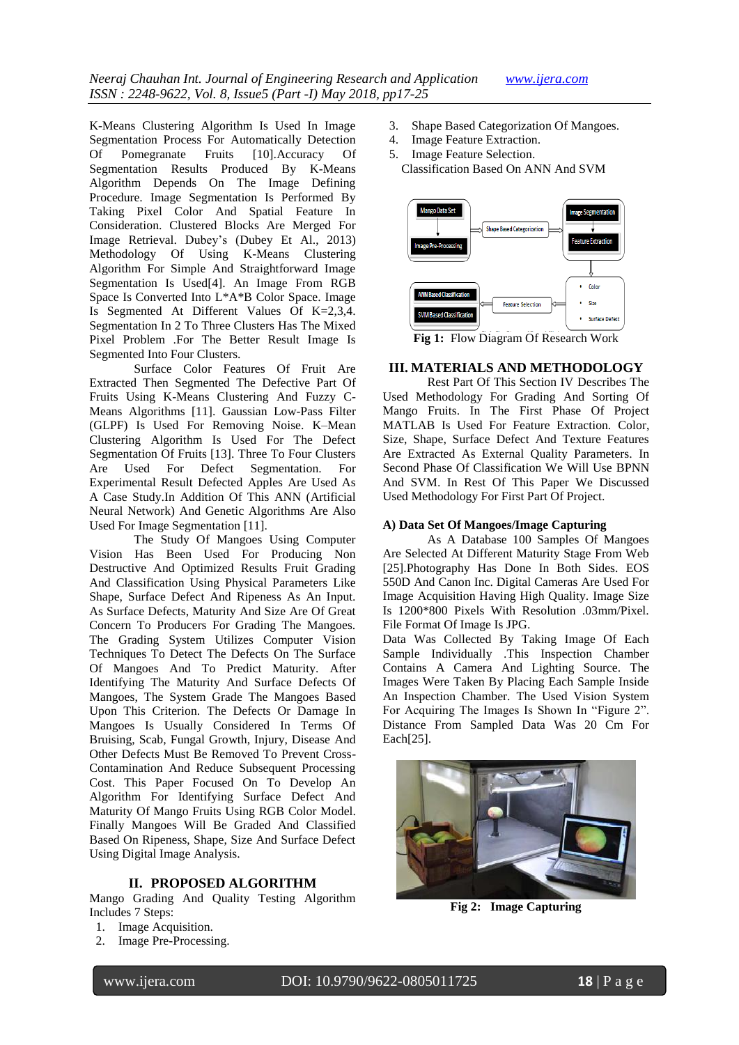K-Means Clustering Algorithm Is Used In Image Segmentation Process For Automatically Detection Of Pomegranate Fruits [10].Accuracy Of Segmentation Results Produced By K-Means Algorithm Depends On The Image Defining Procedure. Image Segmentation Is Performed By Taking Pixel Color And Spatial Feature In Consideration. Clustered Blocks Are Merged For Image Retrieval. Dubey's (Dubey Et Al., 2013) Methodology Of Using K-Means Clustering Algorithm For Simple And Straightforward Image Segmentation Is Used[4]. An Image From RGB Space Is Converted Into L\*A\*B Color Space. Image Is Segmented At Different Values Of K=2,3,4. Segmentation In 2 To Three Clusters Has The Mixed Pixel Problem .For The Better Result Image Is Segmented Into Four Clusters.

Surface Color Features Of Fruit Are Extracted Then Segmented The Defective Part Of Fruits Using K-Means Clustering And Fuzzy C-Means Algorithms [11]. Gaussian Low-Pass Filter (GLPF) Is Used For Removing Noise. K–Mean Clustering Algorithm Is Used For The Defect Segmentation Of Fruits [13]. Three To Four Clusters Are Used For Defect Segmentation. For Experimental Result Defected Apples Are Used As A Case Study.In Addition Of This ANN (Artificial Neural Network) And Genetic Algorithms Are Also Used For Image Segmentation [11].

The Study Of Mangoes Using Computer Vision Has Been Used For Producing Non Destructive And Optimized Results Fruit Grading And Classification Using Physical Parameters Like Shape, Surface Defect And Ripeness As An Input. As Surface Defects, Maturity And Size Are Of Great Concern To Producers For Grading The Mangoes. The Grading System Utilizes Computer Vision Techniques To Detect The Defects On The Surface Of Mangoes And To Predict Maturity. After Identifying The Maturity And Surface Defects Of Mangoes, The System Grade The Mangoes Based Upon This Criterion. The Defects Or Damage In Mangoes Is Usually Considered In Terms Of Bruising, Scab, Fungal Growth, Injury, Disease And Other Defects Must Be Removed To Prevent Cross-Contamination And Reduce Subsequent Processing Cost. This Paper Focused On To Develop An Algorithm For Identifying Surface Defect And Maturity Of Mango Fruits Using RGB Color Model. Finally Mangoes Will Be Graded And Classified Based On Ripeness, Shape, Size And Surface Defect Using Digital Image Analysis.

## II. PROPOSED ALGORITHM

Mango Grading And Quality Testing Algorithm Includes 7 Steps:

1. Image Acquisition.
2. Image Pre-Processing.
3. Shape Based Categorization Of Mangoes.
4. Image Feature Extraction.
5. Image Feature Selection.

Classification Based On ANN And SVM

Mango Data Set → Image Pre-Processing → Shape Based Categorization → Image Segmentation → Feature Extraction → Color, Size, Surface Defect → Feature Selection → ANN Based Classification, SVM Based Classification

**Fig 1:** Flow Diagram Of Research Work

## III. MATERIALS AND METHODOLOGY

Rest Part Of This Section IV Describes The Used Methodology For Grading And Sorting Of Mango Fruits. In The First Phase Of Project MATLAB Is Used For Feature Extraction. Color, Size, Shape, Surface Defect And Texture Features Are Extracted As External Quality Parameters. In Second Phase Of Classification We Will Use BPNN And SVM. In Rest Of This Paper We Discussed Used Methodology For First Part Of Project.

### A) Data Set Of Mangoes/Image Capturing

As A Database 100 Samples Of Mangoes Are Selected At Different Maturity Stage From Web [25].Photography Has Done In Both Sides. EOS 550D And Canon Inc. Digital Cameras Are Used For Image Acquisition Having High Quality. Image Size Is 1200\*800 Pixels With Resolution .03mm/Pixel. File Format Of Image Is JPG.

Data Was Collected By Taking Image Of Each Sample Individually .This Inspection Chamber Contains A Camera And Lighting Source. The Images Were Taken By Placing Each Sample Inside An Inspection Chamber. The Used Vision System For Acquiring The Images Is Shown In "Figure 2". Distance From Sampled Data Was 20 Cm For Each[25].

**Fig 2: Image Capturing**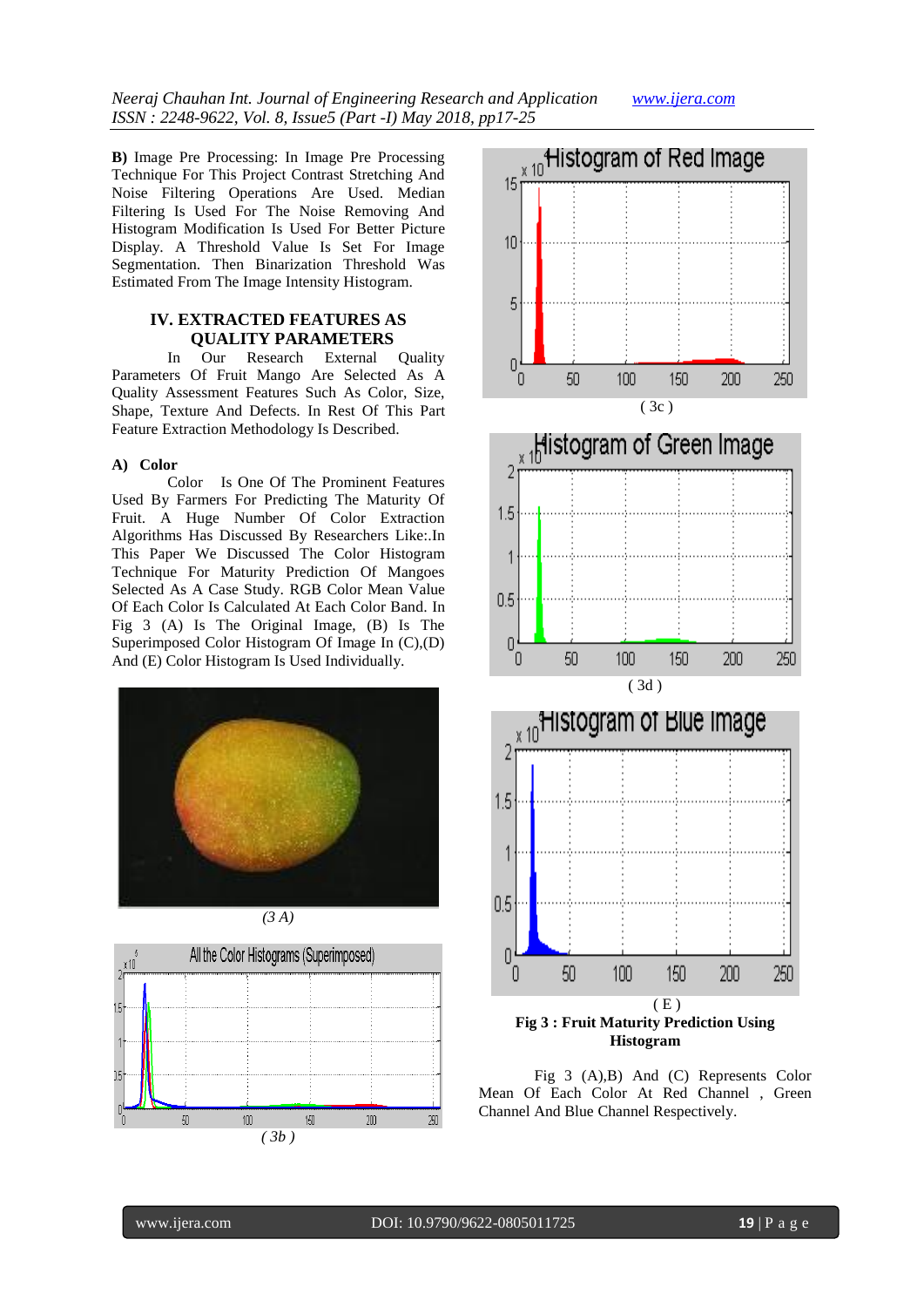**B)** Image Pre Processing: In Image Pre Processing Technique For This Project Contrast Stretching And Noise Filtering Operations Are Used. Median Filtering Is Used For The Noise Removing And Histogram Modification Is Used For Better Picture Display. A Threshold Value Is Set For Image Segmentation. Then Binarization Threshold Was Estimated From The Image Intensity Histogram.

## IV. EXTRACTED FEATURES AS QUALITY PARAMETERS

In Our Research External Quality Parameters Of Fruit Mango Are Selected As A Quality Assessment Features Such As Color, Size, Shape, Texture And Defects. In Rest Of This Part Feature Extraction Methodology Is Described.

### A) Color

Color Is One Of The Prominent Features Used By Farmers For Predicting The Maturity Of Fruit. A Huge Number Of Color Extraction Algorithms Has Discussed By Researchers Like:.In This Paper We Discussed The Color Histogram Technique For Maturity Prediction Of Mangoes Selected As A Case Study. RGB Color Mean Value Of Each Color Is Calculated At Each Color Band. In Fig 3 (A) Is The Original Image, (B) Is The Superimposed Color Histogram Of Image In (C),(D) And (E) Color Histogram Is Used Individually.

*(3 A)*

*( 3b )*

( 3c )

( 3d )

( E )

**Fig 3 : Fruit Maturity Prediction Using Histogram**

Fig 3 (A),B) And (C) Represents Color Mean Of Each Color At Red Channel , Green Channel And Blue Channel Respectively.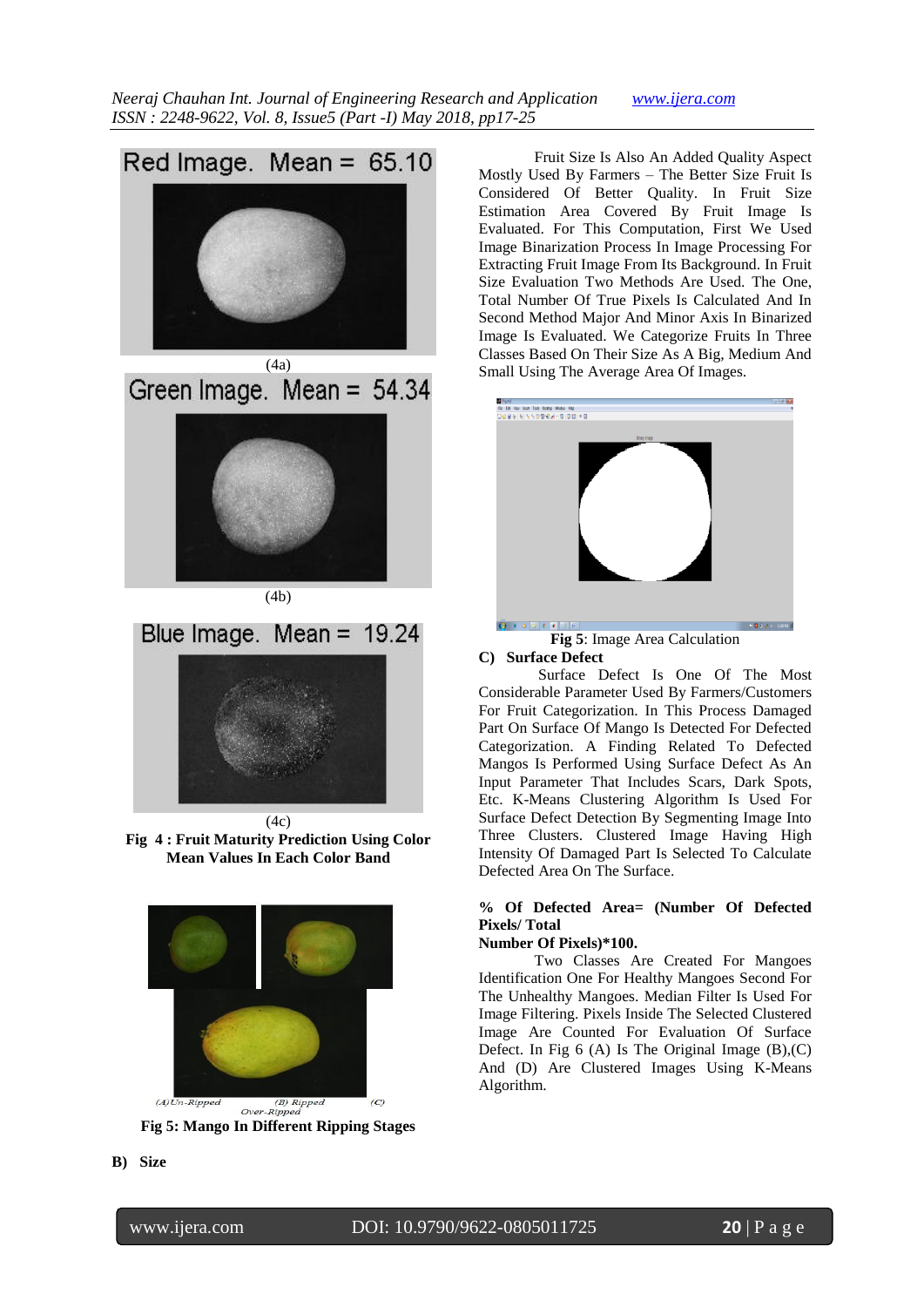Red Image. Mean = 65.10

(4a)

Green Image. Mean = 54.34

(4b)

Blue Image. Mean = 19.24

(4c)

**Fig 4 : Fruit Maturity Prediction Using Color Mean Values In Each Color Band**

(A)Un-Ripped (B) Ripped (C) Over-Ripped

**Fig 5: Mango In Different Ripping Stages**

**B) Size**

Fruit Size Is Also An Added Quality Aspect Mostly Used By Farmers – The Better Size Fruit Is Considered Of Better Quality. In Fruit Size Estimation Area Covered By Fruit Image Is Evaluated. For This Computation, First We Used Image Binarization Process In Image Processing For Extracting Fruit Image From Its Background. In Fruit Size Evaluation Two Methods Are Used. The One, Total Number Of True Pixels Is Calculated And In Second Method Major And Minor Axis In Binarized Image Is Evaluated. We Categorize Fruits In Three Classes Based On Their Size As A Big, Medium And Small Using The Average Area Of Images.

**Fig 5**: Image Area Calculation

**C) Surface Defect**

Surface Defect Is One Of The Most Considerable Parameter Used By Farmers/Customers For Fruit Categorization. In This Process Damaged Part On Surface Of Mango Is Detected For Defected Categorization. A Finding Related To Defected Mangos Is Performed Using Surface Defect As An Input Parameter That Includes Scars, Dark Spots, Etc. K-Means Clustering Algorithm Is Used For Surface Defect Detection By Segmenting Image Into Three Clusters. Clustered Image Having High Intensity Of Damaged Part Is Selected To Calculate Defected Area On The Surface.

**% Of Defected Area= (Number Of Defected Pixels/ Total Number Of Pixels)*100.**

Two Classes Are Created For Mangoes Identification One For Healthy Mangoes Second For The Unhealthy Mangoes. Median Filter Is Used For Image Filtering. Pixels Inside The Selected Clustered Image Are Counted For Evaluation Of Surface Defect. In Fig 6 (A) Is The Original Image (B),(C) And (D) Are Clustered Images Using K-Means Algorithm.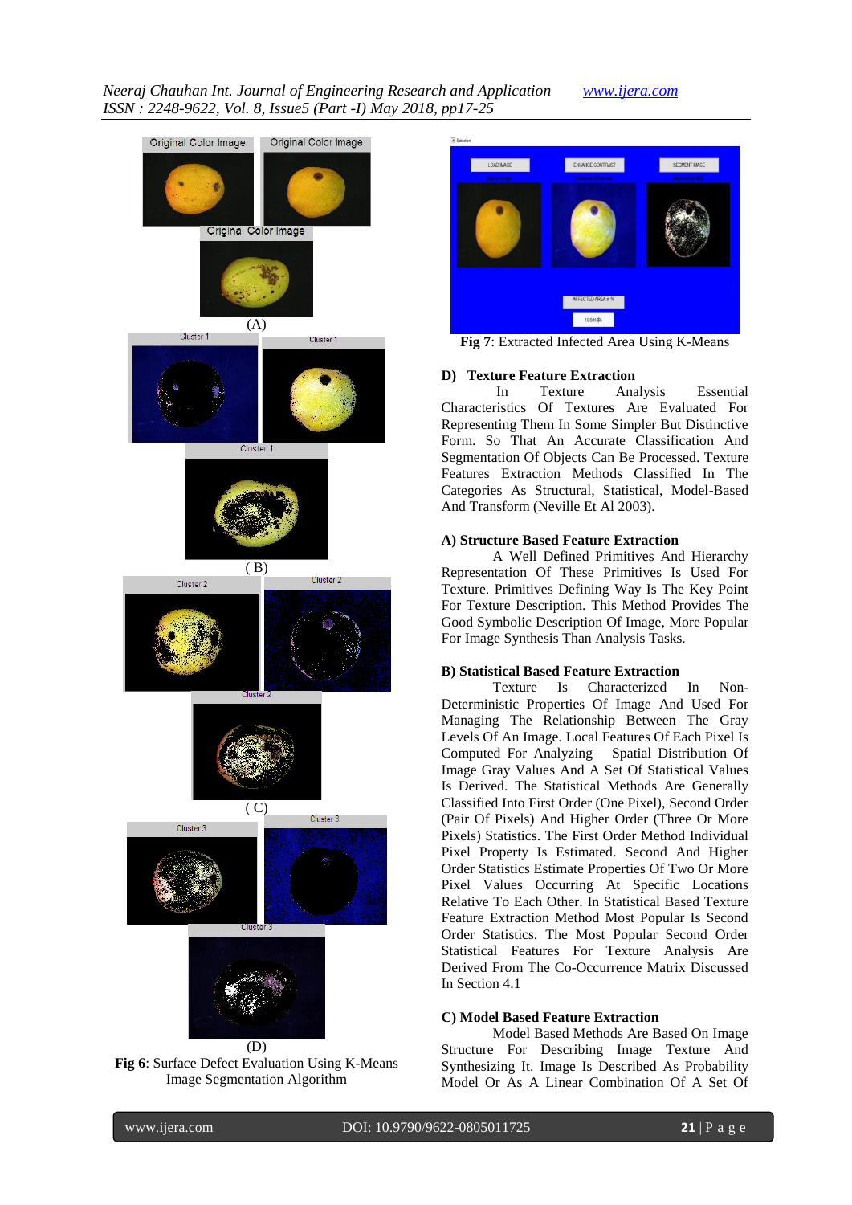(A)

( B)

( C)

(D)

**Fig 6**: Surface Defect Evaluation Using K-Means Image Segmentation Algorithm

**Fig 7**: Extracted Infected Area Using K-Means

### D) Texture Feature Extraction

In Texture Analysis Essential Characteristics Of Textures Are Evaluated For Representing Them In Some Simpler But Distinctive Form. So That An Accurate Classification And Segmentation Of Objects Can Be Processed. Texture Features Extraction Methods Classified In The Categories As Structural, Statistical, Model-Based And Transform (Neville Et Al 2003).

### A) Structure Based Feature Extraction

A Well Defined Primitives And Hierarchy Representation Of These Primitives Is Used For Texture. Primitives Defining Way Is The Key Point For Texture Description. This Method Provides The Good Symbolic Description Of Image, More Popular For Image Synthesis Than Analysis Tasks.

### B) Statistical Based Feature Extraction

Texture Is Characterized In Non-Deterministic Properties Of Image And Used For Managing The Relationship Between The Gray Levels Of An Image. Local Features Of Each Pixel Is Computed For Analyzing Spatial Distribution Of Image Gray Values And A Set Of Statistical Values Is Derived. The Statistical Methods Are Generally Classified Into First Order (One Pixel), Second Order (Pair Of Pixels) And Higher Order (Three Or More Pixels) Statistics. The First Order Method Individual Pixel Property Is Estimated. Second And Higher Order Statistics Estimate Properties Of Two Or More Pixel Values Occurring At Specific Locations Relative To Each Other. In Statistical Based Texture Feature Extraction Method Most Popular Is Second Order Statistics. The Most Popular Second Order Statistical Features For Texture Analysis Are Derived From The Co-Occurrence Matrix Discussed In Section 4.1

### C) Model Based Feature Extraction

Model Based Methods Are Based On Image Structure For Describing Image Texture And Synthesizing It. Image Is Described As Probability Model Or As A Linear Combination Of A Set Of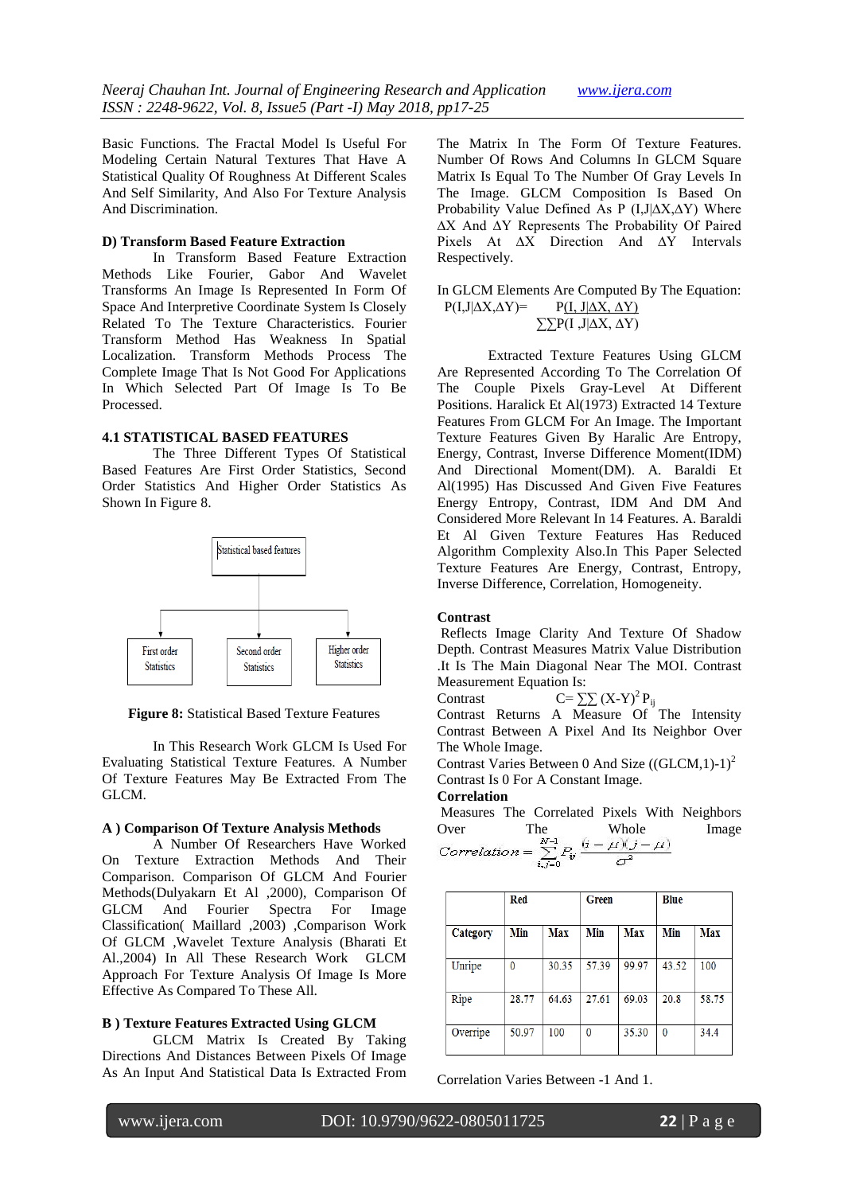Basic Functions. The Fractal Model Is Useful For Modeling Certain Natural Textures That Have A Statistical Quality Of Roughness At Different Scales And Self Similarity, And Also For Texture Analysis And Discrimination.

**D) Transform Based Feature Extraction**

In Transform Based Feature Extraction Methods Like Fourier, Gabor And Wavelet Transforms An Image Is Represented In Form Of Space And Interpretive Coordinate System Is Closely Related To The Texture Characteristics. Fourier Transform Method Has Weakness In Spatial Localization. Transform Methods Process The Complete Image That Is Not Good For Applications In Which Selected Part Of Image Is To Be Processed.

**4.1 STATISTICAL BASED FEATURES**

The Three Different Types Of Statistical Based Features Are First Order Statistics, Second Order Statistics And Higher Order Statistics As Shown In Figure 8.

Statistical based features

First order Statistics | Second order Statistics | Higher order Statistics

**Figure 8:** Statistical Based Texture Features

In This Research Work GLCM Is Used For Evaluating Statistical Texture Features. A Number Of Texture Features May Be Extracted From The GLCM.

**A ) Comparison Of Texture Analysis Methods**

A Number Of Researchers Have Worked On Texture Extraction Methods And Their Comparison. Comparison Of GLCM And Fourier Methods(Dulyakarn Et Al ,2000), Comparison Of GLCM And Fourier Spectra For Image Classification( Maillard ,2003) ,Comparison Work Of GLCM ,Wavelet Texture Analysis (Bharati Et Al.,2004) In All These Research Work GLCM Approach For Texture Analysis Of Image Is More Effective As Compared To These All.

**B ) Texture Features Extracted Using GLCM**

GLCM Matrix Is Created By Taking Directions And Distances Between Pixels Of Image As An Input And Statistical Data Is Extracted From The Matrix In The Form Of Texture Features. Number Of Rows And Columns In GLCM Square Matrix Is Equal To The Number Of Gray Levels In The Image. GLCM Composition Is Based On Probability Value Defined As P $(I,J|\Delta X,\Delta Y)$ Where $\Delta X$ And $\Delta Y$ Represents The Probability Of Paired Pixels At $\Delta X$ Direction And $\Delta Y$ Intervals Respectively.

In GLCM Elements Are Computed By The Equation:

$$P(I,J|\Delta X,\Delta Y)= \frac{P(I, J|\Delta X, \Delta Y)}{\sum\sum P(I ,J|\Delta X, \Delta Y)}$$

Extracted Texture Features Using GLCM Are Represented According To The Correlation Of The Couple Pixels Gray-Level At Different Positions. Haralick Et Al(1973) Extracted 14 Texture Features From GLCM For An Image. The Important Texture Features Given By Haralic Are Entropy, Energy, Contrast, Inverse Difference Moment(IDM) And Directional Moment(DM). A. Baraldi Et Al(1995) Has Discussed And Given Five Features Energy Entropy, Contrast, IDM And DM And Considered More Relevant In 14 Features. A. Baraldi Et Al Given Texture Features Has Reduced Algorithm Complexity Also.In This Paper Selected Texture Features Are Energy, Contrast, Entropy, Inverse Difference, Correlation, Homogeneity.

**Contrast**

Reflects Image Clarity And Texture Of Shadow Depth. Contrast Measures Matrix Value Distribution .It Is The Main Diagonal Near The MOI. Contrast Measurement Equation Is:

Contrast $C= \sum\sum (X-Y)^2 P_{ij}$

Contrast Returns A Measure Of The Intensity Contrast Between A Pixel And Its Neighbor Over The Whole Image.

Contrast Varies Between 0 And Size $((\text{GLCM},1)-1)^2$

Contrast Is 0 For A Constant Image.

**Correlation**

Measures The Correlated Pixels With Neighbors Over The Whole Image

$$Correlation = \sum_{i,j=0}^{N-1} P_{ij} \frac{(i-\mu)(j-\mu)}{\sigma^2}$$

| | Red | | Green | | Blue | |
|---|---|---|---|---|---|---|
| Category | Min | Max | Min | Max | Min | Max |
| Unripe | 0 | 30.35 | 57.39 | 99.97 | 43.52 | 100 |
| Ripe | 28.77 | 64.63 | 27.61 | 69.03 | 20.8 | 58.75 |
| Overripe | 50.97 | 100 | 0 | 35.30 | 0 | 34.4 |

Correlation Varies Between -1 And 1.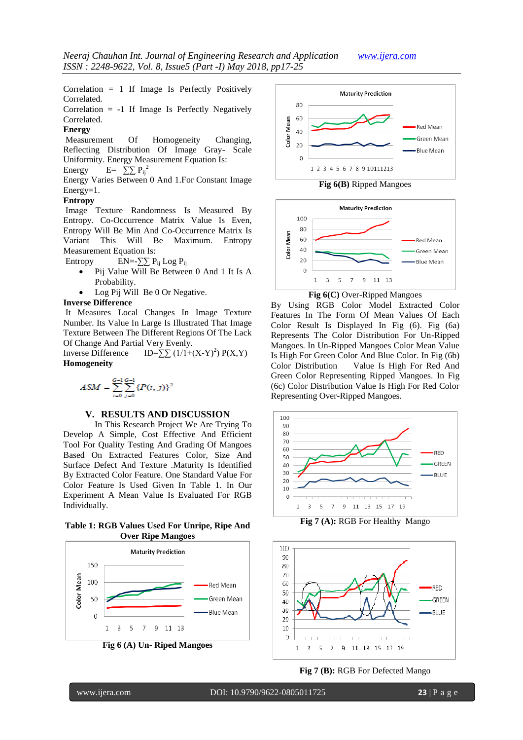Correlation = 1 If Image Is Perfectly Positively Correlated.

Correlation = -1 If Image Is Perfectly Negatively Correlated.

**Energy**

Measurement Of Homogeneity Changing, Reflecting Distribution Of Image Gray- Scale Uniformity. Energy Measurement Equation Is:

Energy $E = \sum\sum P_{ij}^2$

Energy Varies Between 0 And 1.For Constant Image Energy=1.

**Entropy**

Image Texture Randomness Is Measured By Entropy. Co-Occurrence Matrix Value Is Even, Entropy Will Be Min And Co-Occurrence Matrix Is Variant This Will Be Maximum. Entropy Measurement Equation Is:

Entropy $EN = -\sum\sum P_{ij} \log P_{ij}$

- Pij Value Will Be Between 0 And 1 It Is A Probability.
- Log Pij Will Be 0 Or Negative.

**Inverse Difference**

It Measures Local Changes In Image Texture Number. Its Value In Large Is Illustrated That Image Texture Between The Different Regions Of The Lack Of Change And Partial Very Evenly.

Inverse Difference $ID = \sum\sum (1/1+(X-Y)^2)\, P(X,Y)$

**Homogeneity**

$$ASM = \sum_{i=0}^{G-1}\sum_{j=0}^{G-1}\{P(i,j)\}^2$$

## V. RESULTS AND DISCUSSION

In This Research Project We Are Trying To Develop A Simple, Cost Effective And Efficient Tool For Quality Testing And Grading Of Mangoes Based On Extracted Features Color, Size And Surface Defect And Texture .Maturity Is Identified By Extracted Color Feature. One Standard Value For Color Feature Is Used Given In Table 1. In Our Experiment A Mean Value Is Evaluated For RGB Individually.

**Table 1: RGB Values Used For Unripe, Ripe And Over Ripe Mangoes**

**Fig 6 (A) Un- Riped Mangoes**

**Fig 6(B)** Ripped Mangoes

**Fig 6(C)** Over-Ripped Mangoes

By Using RGB Color Model Extracted Color Features In The Form Of Mean Values Of Each Color Result Is Displayed In Fig (6). Fig (6a) Represents The Color Distribution For Un-Ripped Mangoes. In Un-Ripped Mangoes Color Mean Value Is High For Green Color And Blue Color. In Fig (6b) Color Distribution Value Is High For Red And Green Color Representing Ripped Mangoes. In Fig (6c) Color Distribution Value Is High For Red Color Representing Over-Ripped Mangoes.

**Fig 7 (A):** RGB For Healthy Mango

**Fig 7 (B):** RGB For Defected Mango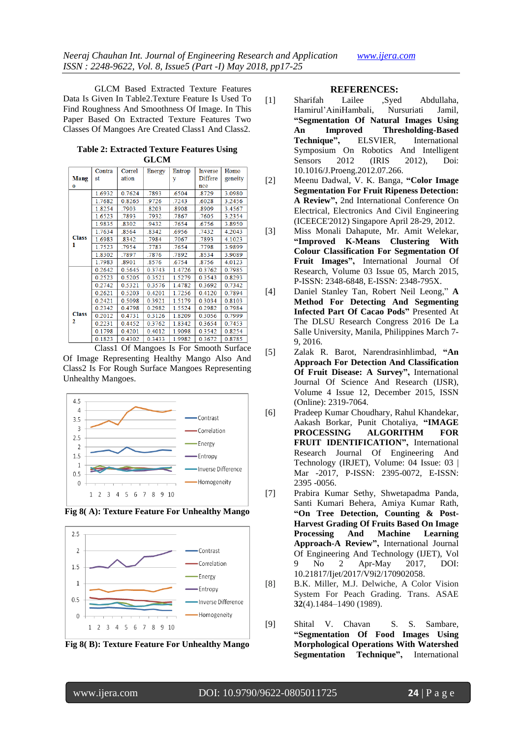GLCM Based Extracted Texture Features Data Is Given In Table2.Texture Feature Is Used To Find Roughness And Smoothness Of Image. In This Paper Based On Extracted Texture Features Two Classes Of Mangoes Are Created Class1 And Class2.

**Table 2: Extracted Texture Features Using GLCM**

| Mango | Contrast | Correlation | Energy | Entropy | Inverse Difference | Homogeneity |
|---|---|---|---|---|---|---|
| Class 1 | 1.6932 | 0.7624 | .7893 | .6504 | .8729 | 3.0980 |
| | 1.7682 | 0.8265 | .9726 | .7243 | .6028 | 3.2456 |
| | 1.8254 | .7903 | .8203 | .8908 | .8909 | 3.4567 |
| | 1.6523 | .7893 | .7932 | .7867 | .7605 | 3.2354 |
| | 1.9835 | .8302 | .9432 | .7654 | .6756 | 3.8950 |
| | 1.7634 | .8564 | .8342 | .6956 | .7432 | 4.2043 |
| | 1.6983 | .8342 | .7984 | .7067 | .7893 | 4.1023 |
| | 1.7523 | .7954 | .7783 | .7654 | .7798 | 3.9899 |
| | 1.8302 | .7897 | .7876 | .7892 | .8534 | 3.9089 |
| | 1.7983 | .8901 | .8576 | .6754 | .8756 | 4.0123 |
| Class 2 | 0.2642 | 0.5645 | 0.3743 | 1.4726 | 0.3762 | 0.7985 |
| | 0.2523 | 0.5205 | 0.3521 | 1.5279 | 0.3543 | 0.8293 |
| | 0.2742 | 0.5321 | 0.3576 | 1.4782 | 0.3692 | 0.7342 |
| | 0.2621 | 0.5203 | 0.4201 | 1.7256 | 0.4120 | 0.7894 |
| | 0.2421 | 0.5098 | 0.3921 | 1.5179 | 0.3034 | 0.8103 |
| | 0.2342 | 0.4798 | 0.2982 | 1.5524 | 0.2982 | 0.7984 |
| | 0.2012 | 0.4731 | 0.3126 | 1.8209 | 0.3056 | 0.7999 |
| | 0.2231 | 0.4452 | 0.3762 | 1.8342 | 0.3654 | 0.7453 |
| | 0.1798 | 0.4201 | 0.4012 | 1.9098 | 0.3542 | 0.8254 |
| | 0.1823 | 0.4302 | 0.3433 | 1.9982 | 0.3672 | 0.8785 |

Class1 Of Mangoes Is For Smooth Surface Of Image Representing Healthy Mango Also And Class2 Is For Rough Surface Mangoes Representing Unhealthy Mangoes.

**Fig 8( A): Texture Feature For Unhealthy Mango**

**Fig 8( B): Texture Feature For Unhealthy Mango**

## REFERENCES:

[1] Sharifah Lailee ,Syed Abdullaha, Hamirul'AiniHambali, Nursuriati Jamil, **"Segmentation Of Natural Images Using An Improved Thresholding-Based Technique"**, ELSVIER, International Symposium On Robotics And Intelligent Sensors 2012 (IRIS 2012), Doi: 10.1016/J.Proeng.2012.07.266.

[2] Meenu Dadwal, V. K. Banga, **"Color Image Segmentation For Fruit Ripeness Detection: A Review"**, 2nd International Conference On Electrical, Electronics And Civil Engineering (ICEECE'2012) Singapore April 28-29, 2012.

[3] Miss Monali Dahapute, Mr. Amit Welekar, **"Improved K-Means Clustering With Colour Classification For Segmentation Of Fruit Images"**, International Journal Of Research, Volume 03 Issue 05, March 2015, P-ISSN: 2348-6848, E-ISSN: 2348-795X.

[4] Daniel Stanley Tan, Robert Neil Leong," **A Method For Detecting And Segmenting Infected Part Of Cacao Pods"** Presented At The DLSU Research Congress 2016 De La Salle University, Manila, Philippines March 7-9, 2016.

[5] Zalak R. Barot, Narendrasinhlimbad, **"An Approach For Detection And Classification Of Fruit Disease: A Survey"**, International Journal Of Science And Research (IJSR), Volume 4 Issue 12, December 2015, ISSN (Online): 2319-7064.

[6] Pradeep Kumar Choudhary, Rahul Khandekar, Aakash Borkar, Punit Chotaliya, **"IMAGE PROCESSING ALGORITHM FOR FRUIT IDENTIFICATION"**, International Research Journal Of Engineering And Technology (IRJET), Volume: 04 Issue: 03 | Mar -2017, P-ISSN: 2395-0072, E-ISSN: 2395 -0056.

[7] Prabira Kumar Sethy, Shwetapadma Panda, Santi Kumari Behera, Amiya Kumar Rath, **"On Tree Detection, Counting & Post-Harvest Grading Of Fruits Based On Image Processing And Machine Learning Approach-A Review"**, International Journal Of Engineering And Technology (IJET), Vol 9 No 2 Apr-May 2017, DOI: 10.21817/Ijet/2017/V9i2/170902058.

[8] B.K. Miller, M.J. Delwiche, A Color Vision System For Peach Grading. Trans. ASAE **32**(4).1484–1490 (1989).

[9] Shital V. Chavan S. S. Sambare, **"Segmentation Of Food Images Using Morphological Operations With Watershed Segmentation Technique"**, International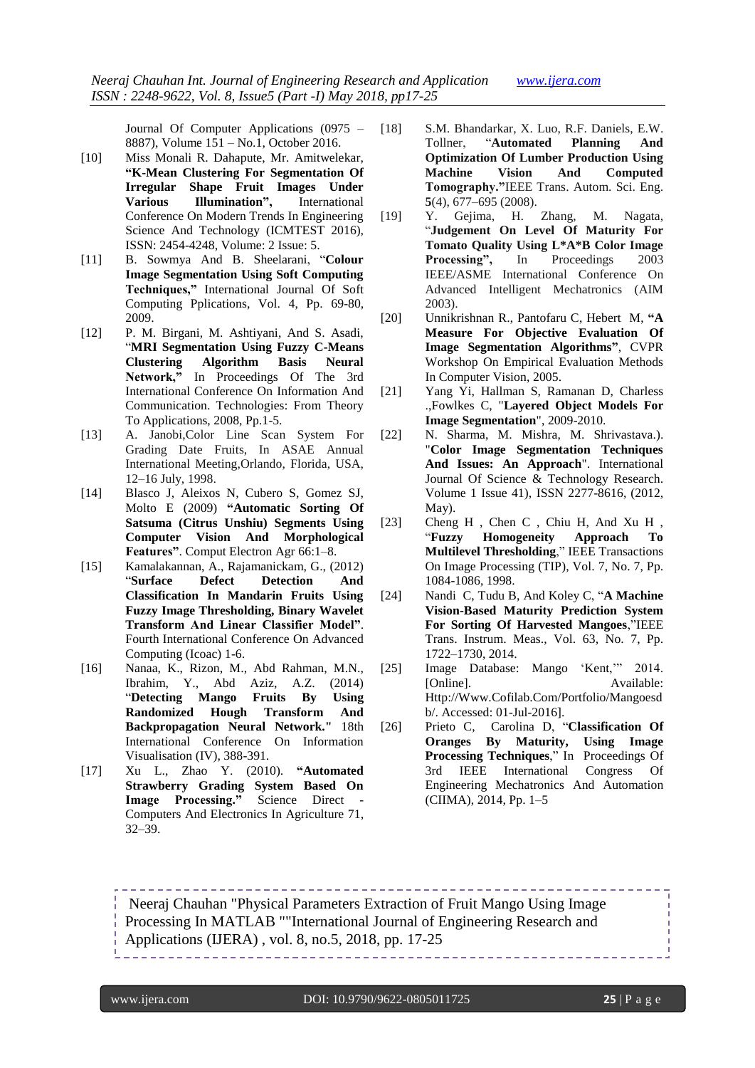Journal Of Computer Applications (0975 – 8887), Volume 151 – No.1, October 2016.

[10] Miss Monali R. Dahapute, Mr. Amitwelekar, **"K-Mean Clustering For Segmentation Of Irregular Shape Fruit Images Under Various Illumination",** International Conference On Modern Trends In Engineering Science And Technology (ICMTEST 2016), ISSN: 2454-4248, Volume: 2 Issue: 5.

[11] B. Sowmya And B. Sheelarani, "**Colour Image Segmentation Using Soft Computing Techniques,"** International Journal Of Soft Computing Pplications, Vol. 4, Pp. 69-80, 2009.

[12] P. M. Birgani, M. Ashtiyani, And S. Asadi, "**MRI Segmentation Using Fuzzy C-Means Clustering Algorithm Basis Neural Network,"** In Proceedings Of The 3rd International Conference On Information And Communication. Technologies: From Theory To Applications, 2008, Pp.1-5.

[13] A. Janobi,Color Line Scan System For Grading Date Fruits, In ASAE Annual International Meeting,Orlando, Florida, USA, 12–16 July, 1998.

[14] Blasco J, Aleixos N, Cubero S, Gomez SJ, Molto E (2009) **"Automatic Sorting Of Satsuma (Citrus Unshiu) Segments Using Computer Vision And Morphological Features"**. Comput Electron Agr 66:1–8.

[15] Kamalakannan, A., Rajamanickam, G., (2012) "**Surface Defect Detection And Classification In Mandarin Fruits Using Fuzzy Image Thresholding, Binary Wavelet Transform And Linear Classifier Model"**. Fourth International Conference On Advanced Computing (Icoac) 1-6.

[16] Nanaa, K., Rizon, M., Abd Rahman, M.N., Ibrahim, Y., Abd Aziz, A.Z. (2014) "**Detecting Mango Fruits By Using Randomized Hough Transform And Backpropagation Neural Network."** 18th International Conference On Information Visualisation (IV), 388-391.

[17] Xu L., Zhao Y. (2010). **"Automated Strawberry Grading System Based On Image Processing."** Science Direct - Computers And Electronics In Agriculture 71, 32–39.

[18] S.M. Bhandarkar, X. Luo, R.F. Daniels, E.W. Tollner, "**Automated Planning And Optimization Of Lumber Production Using Machine Vision And Computed Tomography."**IEEE Trans. Autom. Sci. Eng. **5**(4), 677–695 (2008).

[19] Y. Gejima, H. Zhang, M. Nagata, "**Judgement On Level Of Maturity For Tomato Quality Using L\*A\*B Color Image Processing",** In Proceedings 2003 IEEE/ASME International Conference On Advanced Intelligent Mechatronics (AIM 2003).

[20] Unnikrishnan R., Pantofaru C, Hebert M, **"A Measure For Objective Evaluation Of Image Segmentation Algorithms"**, CVPR Workshop On Empirical Evaluation Methods In Computer Vision, 2005.

[21] Yang Yi, Hallman S, Ramanan D, Charless .,Fowlkes C, "**Layered Object Models For Image Segmentation**", 2009-2010.

[22] N. Sharma, M. Mishra, M. Shrivastava.). "**Color Image Segmentation Techniques And Issues: An Approach**". International Journal Of Science & Technology Research. Volume 1 Issue 41), ISSN 2277-8616, (2012, May).

[23] Cheng H , Chen C , Chiu H, And Xu H , "**Fuzzy Homogeneity Approach To Multilevel Thresholding**," IEEE Transactions On Image Processing (TIP), Vol. 7, No. 7, Pp. 1084-1086, 1998.

[24] Nandi C, Tudu B, And Koley C, "**A Machine Vision-Based Maturity Prediction System For Sorting Of Harvested Mangoes**,"IEEE Trans. Instrum. Meas., Vol. 63, No. 7, Pp. 1722–1730, 2014.

[25] Image Database: Mango 'Kent,'" 2014. [Online]. Available: Http://Www.Cofilab.Com/Portfolio/Mangoesdb/. Accessed: 01-Jul-2016].

[26] Prieto C, Carolina D, "**Classification Of Oranges By Maturity, Using Image Processing Techniques**," In Proceedings Of 3rd IEEE International Congress Of Engineering Mechatronics And Automation (CIIMA), 2014, Pp. 1–5

Neeraj Chauhan "Physical Parameters Extraction of Fruit Mango Using Image Processing In MATLAB ""International Journal of Engineering Research and Applications (IJERA) , vol. 8, no.5, 2018, pp. 17-25